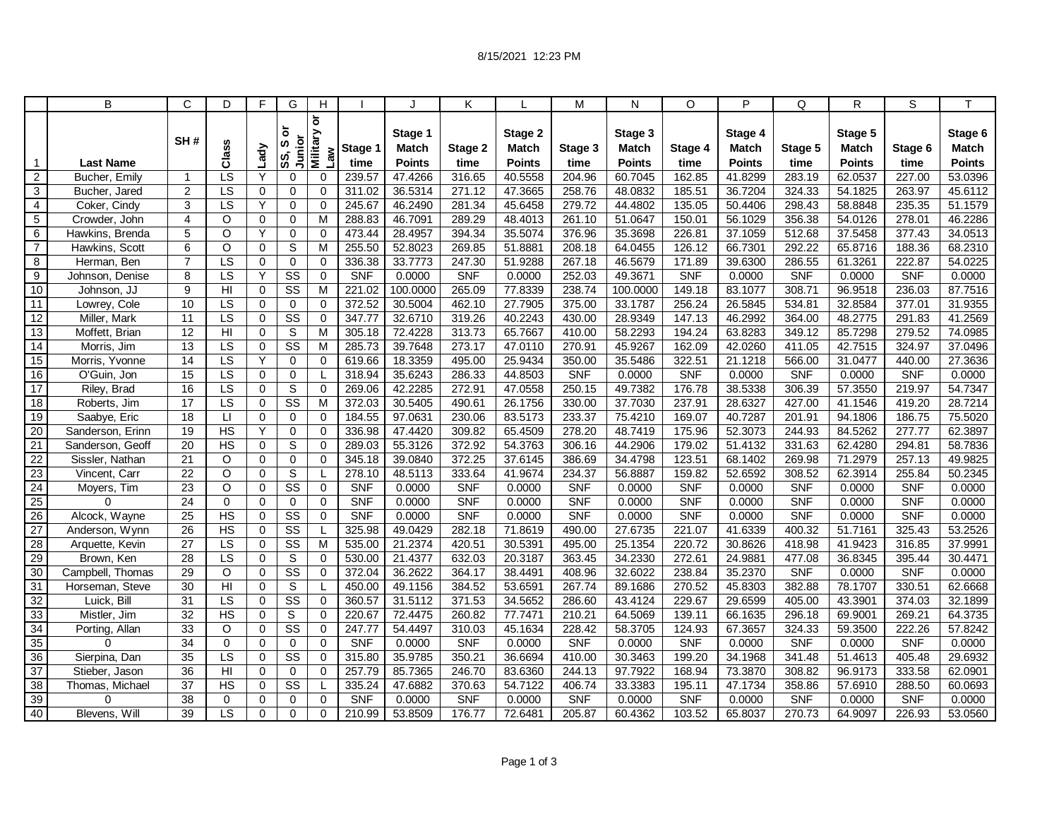8/15/2021 12:23 PM

| | B | C | D | F | G | H | I | J | K | L | M | N | O | P | Q | R | S | T |
|---|---|---|---|---|---|---|---|---|---|---|---|---|---|---|---|---|---|---|
| 1 | Last Name | SH # | Class | Lady | SS, S or Junior | Military or Law | Stage 1 time | Stage 1 Match Points | Stage 2 time | Stage 2 Match Points | Stage 3 time | Stage 3 Match Points | Stage 4 time | Stage 4 Match Points | Stage 5 time | Stage 5 Match Points | Stage 6 time | Stage 6 Match Points |
| 2 | Bucher, Emily | 1 | LS | Y | 0 | 0 | 239.57 | 47.4266 | 316.65 | 40.5558 | 204.96 | 60.7045 | 162.85 | 41.8299 | 283.19 | 62.0537 | 227.00 | 53.0396 |
| 3 | Bucher, Jared | 2 | LS | 0 | 0 | 0 | 311.02 | 36.5314 | 271.12 | 47.3665 | 258.76 | 48.0832 | 185.51 | 36.7204 | 324.33 | 54.1825 | 263.97 | 45.6112 |
| 4 | Coker, Cindy | 3 | LS | Y | 0 | 0 | 245.67 | 46.2490 | 281.34 | 45.6458 | 279.72 | 44.4802 | 135.05 | 50.4406 | 298.43 | 58.8848 | 235.35 | 51.1579 |
| 5 | Crowder, John | 4 | O | 0 | 0 | M | 288.83 | 46.7091 | 289.29 | 48.4013 | 261.10 | 51.0647 | 150.01 | 56.1029 | 356.38 | 54.0126 | 278.01 | 46.2286 |
| 6 | Hawkins, Brenda | 5 | O | Y | 0 | 0 | 473.44 | 28.4957 | 394.34 | 35.5074 | 376.96 | 35.3698 | 226.81 | 37.1059 | 512.68 | 37.5458 | 377.43 | 34.0513 |
| 7 | Hawkins, Scott | 6 | O | 0 | S | M | 255.50 | 52.8023 | 269.85 | 51.8881 | 208.18 | 64.0455 | 126.12 | 66.7301 | 292.22 | 65.8716 | 188.36 | 68.2310 |
| 8 | Herman, Ben | 7 | LS | 0 | 0 | 0 | 336.38 | 33.7773 | 247.30 | 51.9288 | 267.18 | 46.5679 | 171.89 | 39.6300 | 286.55 | 61.3261 | 222.87 | 54.0225 |
| 9 | Johnson, Denise | 8 | LS | Y | SS | 0 | SNF | 0.0000 | SNF | 0.0000 | 252.03 | 49.3671 | SNF | 0.0000 | SNF | 0.0000 | SNF | 0.0000 |
| 10 | Johnson, JJ | 9 | HI | 0 | SS | M | 221.02 | 100.0000 | 265.09 | 77.8339 | 238.74 | 100.0000 | 149.18 | 83.1077 | 308.71 | 96.9518 | 236.03 | 87.7516 |
| 11 | Lowrey, Cole | 10 | LS | 0 | 0 | 0 | 372.52 | 30.5004 | 462.10 | 27.7905 | 375.00 | 33.1787 | 256.24 | 26.5845 | 534.81 | 32.8584 | 377.01 | 31.9355 |
| 12 | Miller, Mark | 11 | LS | 0 | SS | 0 | 347.77 | 32.6710 | 319.26 | 40.2243 | 430.00 | 28.9349 | 147.13 | 46.2992 | 364.00 | 48.2775 | 291.83 | 41.2569 |
| 13 | Moffett, Brian | 12 | HI | 0 | S | M | 305.18 | 72.4228 | 313.73 | 65.7667 | 410.00 | 58.2293 | 194.24 | 63.8283 | 349.12 | 85.7298 | 279.52 | 74.0985 |
| 14 | Morris, Jim | 13 | LS | 0 | SS | M | 285.73 | 39.7648 | 273.17 | 47.0110 | 270.91 | 45.9267 | 162.09 | 42.0260 | 411.05 | 42.7515 | 324.97 | 37.0496 |
| 15 | Morris, Yvonne | 14 | LS | Y | 0 | 0 | 619.66 | 18.3359 | 495.00 | 25.9434 | 350.00 | 35.5486 | 322.51 | 21.1218 | 566.00 | 31.0477 | 440.00 | 27.3636 |
| 16 | O'Guin, Jon | 15 | LS | 0 | 0 | L | 318.94 | 35.6243 | 286.33 | 44.8503 | SNF | 0.0000 | SNF | 0.0000 | SNF | 0.0000 | SNF | 0.0000 |
| 17 | Riley, Brad | 16 | LS | 0 | S | 0 | 269.06 | 42.2285 | 272.91 | 47.0558 | 250.15 | 49.7382 | 176.78 | 38.5338 | 306.39 | 57.3550 | 219.97 | 54.7347 |
| 18 | Roberts, Jim | 17 | LS | 0 | SS | M | 372.03 | 30.5405 | 490.61 | 26.1756 | 330.00 | 37.7030 | 237.91 | 28.6327 | 427.00 | 41.1546 | 419.20 | 28.7214 |
| 19 | Saabye, Eric | 18 | LI | 0 | 0 | 0 | 184.55 | 97.0631 | 230.06 | 83.5173 | 233.37 | 75.4210 | 169.07 | 40.7287 | 201.91 | 94.1806 | 186.75 | 75.5020 |
| 20 | Sanderson, Erinn | 19 | HS | Y | 0 | 0 | 336.98 | 47.4420 | 309.82 | 65.4509 | 278.20 | 48.7419 | 175.96 | 52.3073 | 244.93 | 84.5262 | 277.77 | 62.3897 |
| 21 | Sanderson, Geoff | 20 | HS | 0 | S | 0 | 289.03 | 55.3126 | 372.92 | 54.3763 | 306.16 | 44.2906 | 179.02 | 51.4132 | 331.63 | 62.4280 | 294.81 | 58.7836 |
| 22 | Sissler, Nathan | 21 | O | 0 | 0 | 0 | 345.18 | 39.0840 | 372.25 | 37.6145 | 386.69 | 34.4798 | 123.51 | 68.1402 | 269.98 | 71.2979 | 257.13 | 49.9825 |
| 23 | Vincent, Carr | 22 | O | 0 | S | L | 278.10 | 48.5113 | 333.64 | 41.9674 | 234.37 | 56.8887 | 159.82 | 52.6592 | 308.52 | 62.3914 | 255.84 | 50.2345 |
| 24 | Moyers, Tim | 23 | O | 0 | SS | 0 | SNF | 0.0000 | SNF | 0.0000 | SNF | 0.0000 | SNF | 0.0000 | SNF | 0.0000 | SNF | 0.0000 |
| 25 | 0 | 24 | 0 | 0 | 0 | 0 | SNF | 0.0000 | SNF | 0.0000 | SNF | 0.0000 | SNF | 0.0000 | SNF | 0.0000 | SNF | 0.0000 |
| 26 | Alcock, Wayne | 25 | HS | 0 | SS | 0 | SNF | 0.0000 | SNF | 0.0000 | SNF | 0.0000 | SNF | 0.0000 | SNF | 0.0000 | SNF | 0.0000 |
| 27 | Anderson, Wynn | 26 | HS | 0 | SS | L | 325.98 | 49.0429 | 282.18 | 71.8619 | 490.00 | 27.6735 | 221.07 | 41.6339 | 400.32 | 51.7161 | 325.43 | 53.2526 |
| 28 | Arquette, Kevin | 27 | LS | 0 | SS | M | 535.00 | 21.2374 | 420.51 | 30.5391 | 495.00 | 25.1354 | 220.72 | 30.8626 | 418.98 | 41.9423 | 316.85 | 37.9991 |
| 29 | Brown, Ken | 28 | LS | 0 | S | 0 | 530.00 | 21.4377 | 632.03 | 20.3187 | 363.45 | 34.2330 | 272.61 | 24.9881 | 477.08 | 36.8345 | 395.44 | 30.4471 |
| 30 | Campbell, Thomas | 29 | O | 0 | SS | 0 | 372.04 | 36.2622 | 364.17 | 38.4491 | 408.96 | 32.6022 | 238.84 | 35.2370 | SNF | 0.0000 | SNF | 0.0000 |
| 31 | Horseman, Steve | 30 | HI | 0 | S | L | 450.00 | 49.1156 | 384.52 | 53.6591 | 267.74 | 89.1686 | 270.52 | 45.8303 | 382.88 | 78.1707 | 330.51 | 62.6668 |
| 32 | Luick, Bill | 31 | LS | 0 | SS | 0 | 360.57 | 31.5112 | 371.53 | 34.5652 | 286.60 | 43.4124 | 229.67 | 29.6599 | 405.00 | 43.3901 | 374.03 | 32.1899 |
| 33 | Mistler, Jim | 32 | HS | 0 | S | 0 | 220.67 | 72.4475 | 260.82 | 77.7471 | 210.21 | 64.5069 | 139.11 | 66.1635 | 296.18 | 69.9001 | 269.21 | 64.3735 |
| 34 | Porting, Allan | 33 | O | 0 | SS | 0 | 247.77 | 54.4497 | 310.03 | 45.1634 | 228.42 | 58.3705 | 124.93 | 67.3657 | 324.33 | 59.3500 | 222.26 | 57.8242 |
| 35 | 0 | 34 | 0 | 0 | 0 | 0 | SNF | 0.0000 | SNF | 0.0000 | SNF | 0.0000 | SNF | 0.0000 | SNF | 0.0000 | SNF | 0.0000 |
| 36 | Sierpina, Dan | 35 | LS | 0 | SS | 0 | 315.80 | 35.9785 | 350.21 | 36.6694 | 410.00 | 30.3463 | 199.20 | 34.1968 | 341.48 | 51.4613 | 405.48 | 29.6932 |
| 37 | Stieber, Jason | 36 | HI | 0 | 0 | 0 | 257.79 | 85.7365 | 246.70 | 83.6360 | 244.13 | 97.7922 | 168.94 | 73.3870 | 308.82 | 96.9173 | 333.58 | 62.0901 |
| 38 | Thomas, Michael | 37 | HS | 0 | SS | L | 335.24 | 47.6882 | 370.63 | 54.7122 | 406.74 | 33.3383 | 195.11 | 47.1734 | 358.86 | 57.6910 | 288.50 | 60.0693 |
| 39 | 0 | 38 | 0 | 0 | 0 | 0 | SNF | 0.0000 | SNF | 0.0000 | SNF | 0.0000 | SNF | 0.0000 | SNF | 0.0000 | SNF | 0.0000 |
| 40 | Blevens, Will | 39 | LS | 0 | 0 | 0 | 210.99 | 53.8509 | 176.77 | 72.6481 | 205.87 | 60.4362 | 103.52 | 65.8037 | 270.73 | 64.9097 | 226.93 | 53.0560 |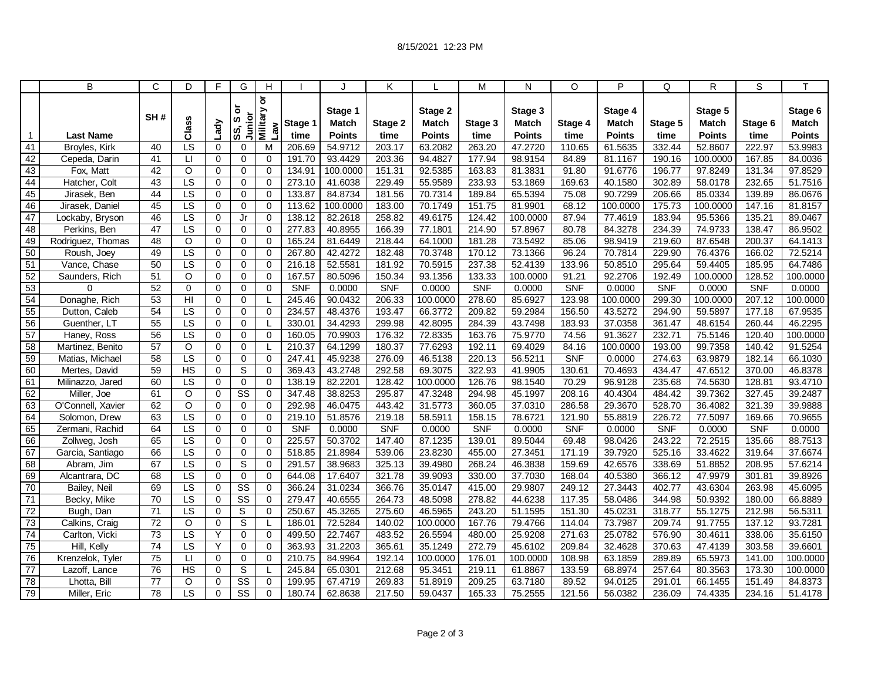8/15/2021 12:23 PM

| | B | C | D | F | G | H | I | J | K | L | M | N | O | P | Q | R | S | T |
|---|---|---|---|---|---|---|---|---|---|---|---|---|---|---|---|---|---|---|
| 1 | Last Name | SH # | Class | Lady | SS, S or Junior | Military or Law | Stage 1 time | Stage 1 Match Points | Stage 2 time | Stage 2 Match Points | Stage 3 time | Stage 3 Match Points | Stage 4 time | Stage 4 Match Points | Stage 5 time | Stage 5 Match Points | Stage 6 time | Stage 6 Match Points |
| 41 | Broyles, Kirk | 40 | LS | 0 | 0 | M | 206.69 | 54.9712 | 203.17 | 63.2082 | 263.20 | 47.2720 | 110.65 | 61.5635 | 332.44 | 52.8607 | 222.97 | 53.9983 |
| 42 | Cepeda, Darin | 41 | LI | 0 | 0 | 0 | 191.70 | 93.4429 | 203.36 | 94.4827 | 177.94 | 98.9154 | 84.89 | 81.1167 | 190.16 | 100.0000 | 167.85 | 84.0036 |
| 43 | Fox, Matt | 42 | O | 0 | 0 | 0 | 134.91 | 100.0000 | 151.31 | 92.5385 | 163.83 | 81.3831 | 91.80 | 91.6776 | 196.77 | 97.8249 | 131.34 | 97.8529 |
| 44 | Hatcher, Colt | 43 | LS | 0 | 0 | 0 | 273.10 | 41.6038 | 229.49 | 55.9589 | 233.93 | 53.1869 | 169.63 | 40.1580 | 302.89 | 58.0178 | 232.65 | 51.7516 |
| 45 | Jirasek, Ben | 44 | LS | 0 | 0 | 0 | 133.87 | 84.8734 | 181.56 | 70.7314 | 189.84 | 65.5394 | 75.08 | 90.7299 | 206.66 | 85.0334 | 139.89 | 86.0676 |
| 46 | Jirasek, Daniel | 45 | LS | 0 | 0 | 0 | 113.62 | 100.0000 | 183.00 | 70.1749 | 151.75 | 81.9901 | 68.12 | 100.0000 | 175.73 | 100.0000 | 147.16 | 81.8157 |
| 47 | Lockaby, Bryson | 46 | LS | 0 | Jr | 0 | 138.12 | 82.2618 | 258.82 | 49.6175 | 124.42 | 100.0000 | 87.94 | 77.4619 | 183.94 | 95.5366 | 135.21 | 89.0467 |
| 48 | Perkins, Ben | 47 | LS | 0 | 0 | 0 | 277.83 | 40.8955 | 166.39 | 77.1801 | 214.90 | 57.8967 | 80.78 | 84.3278 | 234.39 | 74.9733 | 138.47 | 86.9502 |
| 49 | Rodriguez, Thomas | 48 | O | 0 | 0 | 0 | 165.24 | 81.6449 | 218.44 | 64.1000 | 181.28 | 73.5492 | 85.06 | 98.9419 | 219.60 | 87.6548 | 200.37 | 64.1413 |
| 50 | Roush, Joey | 49 | LS | 0 | 0 | 0 | 267.80 | 42.4272 | 182.48 | 70.3748 | 170.12 | 73.1366 | 96.24 | 70.7814 | 229.90 | 76.4376 | 166.02 | 72.5214 |
| 51 | Vance, Chase | 50 | LS | 0 | 0 | 0 | 216.18 | 52.5581 | 181.92 | 70.5915 | 237.38 | 52.4139 | 133.96 | 50.8510 | 295.64 | 59.4405 | 185.95 | 64.7486 |
| 52 | Saunders, Rich | 51 | O | 0 | 0 | 0 | 167.57 | 80.5096 | 150.34 | 93.1356 | 133.33 | 100.0000 | 91.21 | 92.2706 | 192.49 | 100.0000 | 128.52 | 100.0000 |
| 53 | 0 | 52 | 0 | 0 | 0 | 0 | SNF | 0.0000 | SNF | 0.0000 | SNF | 0.0000 | SNF | 0.0000 | SNF | 0.0000 | SNF | 0.0000 |
| 54 | Donaghe, Rich | 53 | HI | 0 | 0 | L | 245.46 | 90.0432 | 206.33 | 100.0000 | 278.60 | 85.6927 | 123.98 | 100.0000 | 299.30 | 100.0000 | 207.12 | 100.0000 |
| 55 | Dutton, Caleb | 54 | LS | 0 | 0 | 0 | 234.57 | 48.4376 | 193.47 | 66.3772 | 209.82 | 59.2984 | 156.50 | 43.5272 | 294.90 | 59.5897 | 177.18 | 67.9535 |
| 56 | Guenther, LT | 55 | LS | 0 | 0 | L | 330.01 | 34.4293 | 299.98 | 42.8095 | 284.39 | 43.7498 | 183.93 | 37.0358 | 361.47 | 48.6154 | 260.44 | 46.2295 |
| 57 | Haney, Ross | 56 | LS | 0 | 0 | 0 | 160.05 | 70.9903 | 176.32 | 72.8335 | 163.76 | 75.9770 | 74.56 | 91.3627 | 232.71 | 75.5146 | 120.40 | 100.0000 |
| 58 | Martinez, Benito | 57 | O | 0 | 0 | L | 210.37 | 64.1299 | 180.37 | 77.6293 | 192.11 | 69.4029 | 84.16 | 100.0000 | 193.00 | 99.7358 | 140.42 | 91.5254 |
| 59 | Matias, Michael | 58 | LS | 0 | 0 | 0 | 247.41 | 45.9238 | 276.09 | 46.5138 | 220.13 | 56.5211 | SNF | 0.0000 | 274.63 | 63.9879 | 182.14 | 66.1030 |
| 60 | Mertes, David | 59 | HS | 0 | S | 0 | 369.43 | 43.2748 | 292.58 | 69.3075 | 322.93 | 41.9905 | 130.61 | 70.4693 | 434.47 | 47.6512 | 370.00 | 46.8378 |
| 61 | Milinazzo, Jared | 60 | LS | 0 | 0 | 0 | 138.19 | 82.2201 | 128.42 | 100.0000 | 126.76 | 98.1540 | 70.29 | 96.9128 | 235.68 | 74.5630 | 128.81 | 93.4710 |
| 62 | Miller, Joe | 61 | O | 0 | SS | 0 | 347.48 | 38.8253 | 295.87 | 47.3248 | 294.98 | 45.1997 | 208.16 | 40.4304 | 484.42 | 39.7362 | 327.45 | 39.2487 |
| 63 | O'Connell, Xavier | 62 | O | 0 | 0 | 0 | 292.98 | 46.0475 | 443.42 | 31.5773 | 360.05 | 37.0310 | 286.58 | 29.3670 | 528.70 | 36.4082 | 321.39 | 39.9888 |
| 64 | Solomon, Drew | 63 | LS | 0 | 0 | 0 | 219.10 | 51.8576 | 219.18 | 58.5911 | 158.15 | 78.6721 | 121.90 | 55.8819 | 226.72 | 77.5097 | 169.66 | 70.9655 |
| 65 | Zermani, Rachid | 64 | LS | 0 | 0 | 0 | SNF | 0.0000 | SNF | 0.0000 | SNF | 0.0000 | SNF | 0.0000 | SNF | 0.0000 | SNF | 0.0000 |
| 66 | Zollweg, Josh | 65 | LS | 0 | 0 | 0 | 225.57 | 50.3702 | 147.40 | 87.1235 | 139.01 | 89.5044 | 69.48 | 98.0426 | 243.22 | 72.2515 | 135.66 | 88.7513 |
| 67 | Garcia, Santiago | 66 | LS | 0 | 0 | 0 | 518.85 | 21.8984 | 539.06 | 23.8230 | 455.00 | 27.3451 | 171.19 | 39.7920 | 525.16 | 33.4622 | 319.64 | 37.6674 |
| 68 | Abram, Jim | 67 | LS | 0 | S | 0 | 291.57 | 38.9683 | 325.13 | 39.4980 | 268.24 | 46.3838 | 159.69 | 42.6576 | 338.69 | 51.8852 | 208.95 | 57.6214 |
| 69 | Alcantrara, DC | 68 | LS | 0 | 0 | 0 | 644.08 | 17.6407 | 321.78 | 39.9093 | 330.00 | 37.7030 | 168.04 | 40.5380 | 366.12 | 47.9979 | 301.81 | 39.8926 |
| 70 | Bailey, Neil | 69 | LS | 0 | SS | 0 | 366.24 | 31.0234 | 366.76 | 35.0147 | 415.00 | 29.9807 | 249.12 | 27.3443 | 402.77 | 43.6304 | 263.98 | 45.6095 |
| 71 | Becky, Mike | 70 | LS | 0 | SS | 0 | 279.47 | 40.6555 | 264.73 | 48.5098 | 278.82 | 44.6238 | 117.35 | 58.0486 | 344.98 | 50.9392 | 180.00 | 66.8889 |
| 72 | Bugh, Dan | 71 | LS | 0 | S | 0 | 250.67 | 45.3265 | 275.60 | 46.5965 | 243.20 | 51.1595 | 151.30 | 45.0231 | 318.77 | 55.1275 | 212.98 | 56.5311 |
| 73 | Calkins, Craig | 72 | O | 0 | S | L | 186.01 | 72.5284 | 140.02 | 100.0000 | 167.76 | 79.4766 | 114.04 | 73.7987 | 209.74 | 91.7755 | 137.12 | 93.7281 |
| 74 | Carlton, Vicki | 73 | LS | Y | 0 | 0 | 499.50 | 22.7467 | 483.52 | 26.5594 | 480.00 | 25.9208 | 271.63 | 25.0782 | 576.90 | 30.4611 | 338.06 | 35.6150 |
| 75 | Hill, Kelly | 74 | LS | Y | 0 | 0 | 363.93 | 31.2203 | 365.61 | 35.1249 | 272.79 | 45.6102 | 209.84 | 32.4628 | 370.63 | 47.4139 | 303.58 | 39.6601 |
| 76 | Krenzelok, Tyler | 75 | LI | 0 | 0 | 0 | 210.75 | 84.9964 | 192.14 | 100.0000 | 176.01 | 100.0000 | 108.98 | 63.1859 | 289.89 | 65.5973 | 141.00 | 100.0000 |
| 77 | Lazoff, Lance | 76 | HS | 0 | S | L | 245.84 | 65.0301 | 212.68 | 95.3451 | 219.11 | 61.8867 | 133.59 | 68.8974 | 257.64 | 80.3563 | 173.30 | 100.0000 |
| 78 | Lhotta, Bill | 77 | O | 0 | SS | 0 | 199.95 | 67.4719 | 269.83 | 51.8919 | 209.25 | 63.7180 | 89.52 | 94.0125 | 291.01 | 66.1455 | 151.49 | 84.8373 |
| 79 | Miller, Eric | 78 | LS | 0 | SS | 0 | 180.74 | 62.8638 | 217.50 | 59.0437 | 165.33 | 75.2555 | 121.56 | 56.0382 | 236.09 | 74.4335 | 234.16 | 51.4178 |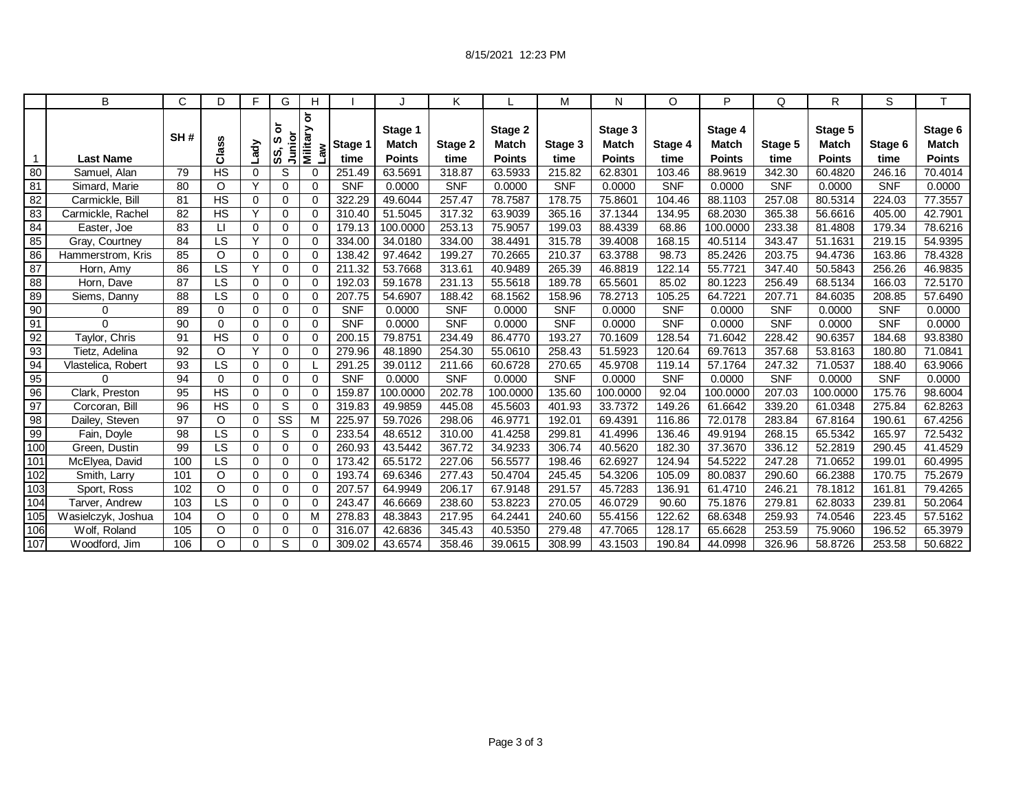8/15/2021 12:23 PM

| | B | C | D | F | G | H | I | J | K | L | M | N | O | P | Q | R | S | T |
|---|---|---|---|---|---|---|---|---|---|---|---|---|---|---|---|---|---|---|
| 1 | Last Name | SH # | Class | Lady | SS, S or Junior | Military or Law | Stage 1 time | Stage 1 Match Points | Stage 2 time | Stage 2 Match Points | Stage 3 time | Stage 3 Match Points | Stage 4 time | Stage 4 Match Points | Stage 5 time | Stage 5 Match Points | Stage 6 time | Stage 6 Match Points |
| 80 | Samuel, Alan | 79 | HS | 0 | S | 0 | 251.49 | 63.5691 | 318.87 | 63.5933 | 215.82 | 62.8301 | 103.46 | 88.9619 | 342.30 | 60.4820 | 246.16 | 70.4014 |
| 81 | Simard, Marie | 80 | O | Y | 0 | 0 | SNF | 0.0000 | SNF | 0.0000 | SNF | 0.0000 | SNF | 0.0000 | SNF | 0.0000 | SNF | 0.0000 |
| 82 | Carmickle, Bill | 81 | HS | 0 | 0 | 0 | 322.29 | 49.6044 | 257.47 | 78.7587 | 178.75 | 75.8601 | 104.46 | 88.1103 | 257.08 | 80.5314 | 224.03 | 77.3557 |
| 83 | Carmickle, Rachel | 82 | HS | Y | 0 | 0 | 310.40 | 51.5045 | 317.32 | 63.9039 | 365.16 | 37.1344 | 134.95 | 68.2030 | 365.38 | 56.6616 | 405.00 | 42.7901 |
| 84 | Easter, Joe | 83 | LI | 0 | 0 | 0 | 179.13 | 100.0000 | 253.13 | 75.9057 | 199.03 | 88.4339 | 68.86 | 100.0000 | 233.38 | 81.4808 | 179.34 | 78.6216 |
| 85 | Gray, Courtney | 84 | LS | Y | 0 | 0 | 334.00 | 34.0180 | 334.00 | 38.4491 | 315.78 | 39.4008 | 168.15 | 40.5114 | 343.47 | 51.1631 | 219.15 | 54.9395 |
| 86 | Hammerstrom, Kris | 85 | O | 0 | 0 | 0 | 138.42 | 97.4642 | 199.27 | 70.2665 | 210.37 | 63.3788 | 98.73 | 85.2426 | 203.75 | 94.4736 | 163.86 | 78.4328 |
| 87 | Horn, Amy | 86 | LS | Y | 0 | 0 | 211.32 | 53.7668 | 313.61 | 40.9489 | 265.39 | 46.8819 | 122.14 | 55.7721 | 347.40 | 50.5843 | 256.26 | 46.9835 |
| 88 | Horn, Dave | 87 | LS | 0 | 0 | 0 | 192.03 | 59.1678 | 231.13 | 55.5618 | 189.78 | 65.5601 | 85.02 | 80.1223 | 256.49 | 68.5134 | 166.03 | 72.5170 |
| 89 | Siems, Danny | 88 | LS | 0 | 0 | 0 | 207.75 | 54.6907 | 188.42 | 68.1562 | 158.96 | 78.2713 | 105.25 | 64.7221 | 207.71 | 84.6035 | 208.85 | 57.6490 |
| 90 | 0 | 89 | 0 | 0 | 0 | 0 | SNF | 0.0000 | SNF | 0.0000 | SNF | 0.0000 | SNF | 0.0000 | SNF | 0.0000 | SNF | 0.0000 |
| 91 | 0 | 90 | 0 | 0 | 0 | 0 | SNF | 0.0000 | SNF | 0.0000 | SNF | 0.0000 | SNF | 0.0000 | SNF | 0.0000 | SNF | 0.0000 |
| 92 | Taylor, Chris | 91 | HS | 0 | 0 | 0 | 200.15 | 79.8751 | 234.49 | 86.4770 | 193.27 | 70.1609 | 128.54 | 71.6042 | 228.42 | 90.6357 | 184.68 | 93.8380 |
| 93 | Tietz, Adelina | 92 | O | Y | 0 | 0 | 279.96 | 48.1890 | 254.30 | 55.0610 | 258.43 | 51.5923 | 120.64 | 69.7613 | 357.68 | 53.8163 | 180.80 | 71.0841 |
| 94 | Vlastelica, Robert | 93 | LS | 0 | 0 | L | 291.25 | 39.0112 | 211.66 | 60.6728 | 270.65 | 45.9708 | 119.14 | 57.1764 | 247.32 | 71.0537 | 188.40 | 63.9066 |
| 95 | 0 | 94 | 0 | 0 | 0 | 0 | SNF | 0.0000 | SNF | 0.0000 | SNF | 0.0000 | SNF | 0.0000 | SNF | 0.0000 | SNF | 0.0000 |
| 96 | Clark, Preston | 95 | HS | 0 | 0 | 0 | 159.87 | 100.0000 | 202.78 | 100.0000 | 135.60 | 100.0000 | 92.04 | 100.0000 | 207.03 | 100.0000 | 175.76 | 98.6004 |
| 97 | Corcoran, Bill | 96 | HS | 0 | S | 0 | 319.83 | 49.9859 | 445.08 | 45.5603 | 401.93 | 33.7372 | 149.26 | 61.6642 | 339.20 | 61.0348 | 275.84 | 62.8263 |
| 98 | Dailey, Steven | 97 | O | 0 | SS | M | 225.97 | 59.7026 | 298.06 | 46.9771 | 192.01 | 69.4391 | 116.86 | 72.0178 | 283.84 | 67.8164 | 190.61 | 67.4256 |
| 99 | Fain, Doyle | 98 | LS | 0 | S | 0 | 233.54 | 48.6512 | 310.00 | 41.4258 | 299.81 | 41.4996 | 136.46 | 49.9194 | 268.15 | 65.5342 | 165.97 | 72.5432 |
| 100 | Green, Dustin | 99 | LS | 0 | 0 | 0 | 260.93 | 43.5442 | 367.72 | 34.9233 | 306.74 | 40.5620 | 182.30 | 37.3670 | 336.12 | 52.2819 | 290.45 | 41.4529 |
| 101 | McElyea, David | 100 | LS | 0 | 0 | 0 | 173.42 | 65.5172 | 227.06 | 56.5577 | 198.46 | 62.6927 | 124.94 | 54.5222 | 247.28 | 71.0652 | 199.01 | 60.4995 |
| 102 | Smith, Larry | 101 | O | 0 | 0 | 0 | 193.74 | 69.6346 | 277.43 | 50.4704 | 245.45 | 54.3206 | 105.09 | 80.0837 | 290.60 | 66.2388 | 170.75 | 75.2679 |
| 103 | Sport, Ross | 102 | O | 0 | 0 | 0 | 207.57 | 64.9949 | 206.17 | 67.9148 | 291.57 | 45.7283 | 136.91 | 61.4710 | 246.21 | 78.1812 | 161.81 | 79.4265 |
| 104 | Tarver, Andrew | 103 | LS | 0 | 0 | 0 | 243.47 | 46.6669 | 238.60 | 53.8223 | 270.05 | 46.0729 | 90.60 | 75.1876 | 279.81 | 62.8033 | 239.81 | 50.2064 |
| 105 | Wasielczyk, Joshua | 104 | O | 0 | 0 | M | 278.83 | 48.3843 | 217.95 | 64.2441 | 240.60 | 55.4156 | 122.62 | 68.6348 | 259.93 | 74.0546 | 223.45 | 57.5162 |
| 106 | Wolf, Roland | 105 | O | 0 | 0 | 0 | 316.07 | 42.6836 | 345.43 | 40.5350 | 279.48 | 47.7065 | 128.17 | 65.6628 | 253.59 | 75.9060 | 196.52 | 65.3979 |
| 107 | Woodford, Jim | 106 | O | 0 | S | 0 | 309.02 | 43.6574 | 358.46 | 39.0615 | 308.99 | 43.1503 | 190.84 | 44.0998 | 326.96 | 58.8726 | 253.58 | 50.6822 |